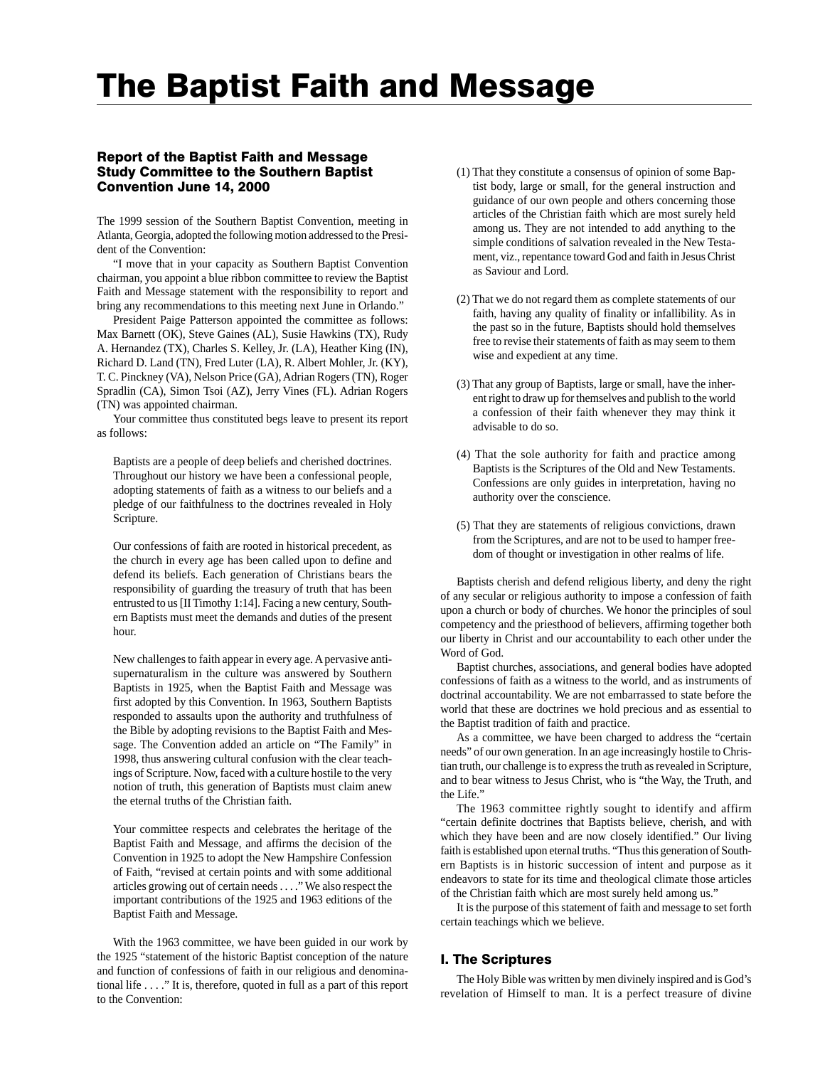# The Baptist Faith and Message

### Report of the Baptist Faith and Message Study Committee to the Southern Baptist Convention June 14, 2000

The 1999 session of the Southern Baptist Convention, meeting in Atlanta, Georgia, adopted the following motion addressed to the President of the Convention:

"I move that in your capacity as Southern Baptist Convention chairman, you appoint a blue ribbon committee to review the Baptist Faith and Message statement with the responsibility to report and bring any recommendations to this meeting next June in Orlando."

President Paige Patterson appointed the committee as follows: Max Barnett (OK), Steve Gaines (AL), Susie Hawkins (TX), Rudy A. Hernandez (TX), Charles S. Kelley, Jr. (LA), Heather King (IN), Richard D. Land (TN), Fred Luter (LA), R. Albert Mohler, Jr. (KY), T. C. Pinckney (VA), Nelson Price (GA), Adrian Rogers (TN), Roger Spradlin (CA), Simon Tsoi (AZ), Jerry Vines (FL). Adrian Rogers (TN) was appointed chairman.

Your committee thus constituted begs leave to present its report as follows:

> Baptists are a people of deep beliefs and cherished doctrines. Throughout our history we have been a confessional people, adopting statements of faith as a witness to our beliefs and a pledge of our faithfulness to the doctrines revealed in Holy Scripture.
>
> Our confessions of faith are rooted in historical precedent, as the church in every age has been called upon to define and defend its beliefs. Each generation of Christians bears the responsibility of guarding the treasury of truth that has been entrusted to us [II Timothy 1:14]. Facing a new century, Southern Baptists must meet the demands and duties of the present hour.
>
> New challenges to faith appear in every age. A pervasive anti-supernaturalism in the culture was answered by Southern Baptists in 1925, when the Baptist Faith and Message was first adopted by this Convention. In 1963, Southern Baptists responded to assaults upon the authority and truthfulness of the Bible by adopting revisions to the Baptist Faith and Message. The Convention added an article on "The Family" in 1998, thus answering cultural confusion with the clear teachings of Scripture. Now, faced with a culture hostile to the very notion of truth, this generation of Baptists must claim anew the eternal truths of the Christian faith.
>
> Your committee respects and celebrates the heritage of the Baptist Faith and Message, and affirms the decision of the Convention in 1925 to adopt the New Hampshire Confession of Faith, "revised at certain points and with some additional articles growing out of certain needs . . . ." We also respect the important contributions of the 1925 and 1963 editions of the Baptist Faith and Message.

With the 1963 committee, we have been guided in our work by the 1925 "statement of the historic Baptist conception of the nature and function of confessions of faith in our religious and denominational life . . . ." It is, therefore, quoted in full as a part of this report to the Convention:

> (1) That they constitute a consensus of opinion of some Baptist body, large or small, for the general instruction and guidance of our own people and others concerning those articles of the Christian faith which are most surely held among us. They are not intended to add anything to the simple conditions of salvation revealed in the New Testament, viz., repentance toward God and faith in Jesus Christ as Saviour and Lord.
>
> (2) That we do not regard them as complete statements of our faith, having any quality of finality or infallibility. As in the past so in the future, Baptists should hold themselves free to revise their statements of faith as may seem to them wise and expedient at any time.
>
> (3) That any group of Baptists, large or small, have the inherent right to draw up for themselves and publish to the world a confession of their faith whenever they may think it advisable to do so.
>
> (4) That the sole authority for faith and practice among Baptists is the Scriptures of the Old and New Testaments. Confessions are only guides in interpretation, having no authority over the conscience.
>
> (5) That they are statements of religious convictions, drawn from the Scriptures, and are not to be used to hamper freedom of thought or investigation in other realms of life.

Baptists cherish and defend religious liberty, and deny the right of any secular or religious authority to impose a confession of faith upon a church or body of churches. We honor the principles of soul competency and the priesthood of believers, affirming together both our liberty in Christ and our accountability to each other under the Word of God.

Baptist churches, associations, and general bodies have adopted confessions of faith as a witness to the world, and as instruments of doctrinal accountability. We are not embarrassed to state before the world that these are doctrines we hold precious and as essential to the Baptist tradition of faith and practice.

As a committee, we have been charged to address the "certain needs" of our own generation. In an age increasingly hostile to Christian truth, our challenge is to express the truth as revealed in Scripture, and to bear witness to Jesus Christ, who is "the Way, the Truth, and the Life."

The 1963 committee rightly sought to identify and affirm "certain definite doctrines that Baptists believe, cherish, and with which they have been and are now closely identified." Our living faith is established upon eternal truths. "Thus this generation of Southern Baptists is in historic succession of intent and purpose as it endeavors to state for its time and theological climate those articles of the Christian faith which are most surely held among us."

It is the purpose of this statement of faith and message to set forth certain teachings which we believe.

## I. The Scriptures

The Holy Bible was written by men divinely inspired and is God's revelation of Himself to man. It is a perfect treasure of divine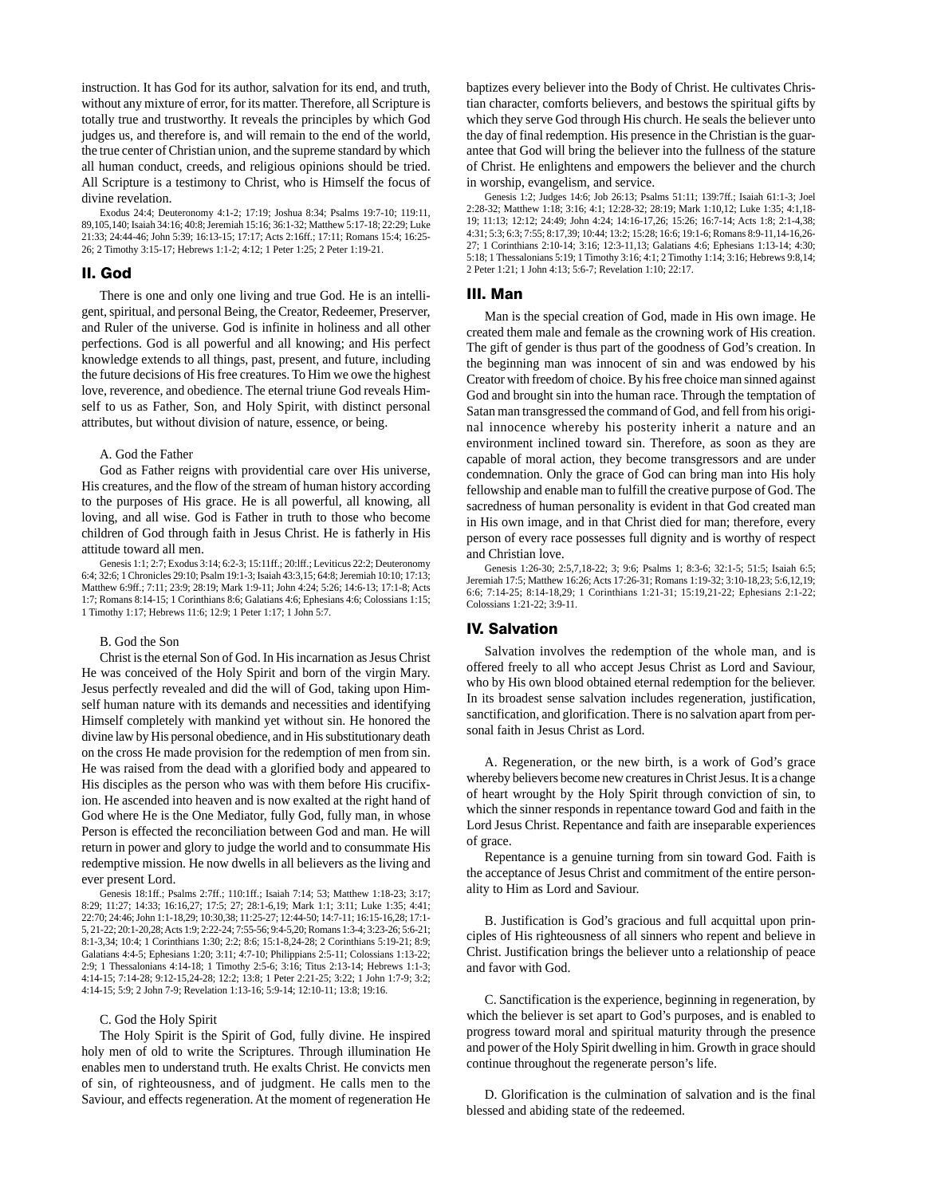instruction. It has God for its author, salvation for its end, and truth, without any mixture of error, for its matter. Therefore, all Scripture is totally true and trustworthy. It reveals the principles by which God judges us, and therefore is, and will remain to the end of the world, the true center of Christian union, and the supreme standard by which all human conduct, creeds, and religious opinions should be tried. All Scripture is a testimony to Christ, who is Himself the focus of divine revelation.

Exodus 24:4; Deuteronomy 4:1-2; 17:19; Joshua 8:34; Psalms 19:7-10; 119:11, 89,105,140; Isaiah 34:16; 40:8; Jeremiah 15:16; 36:1-32; Matthew 5:17-18; 22:29; Luke 21:33; 24:44-46; John 5:39; 16:13-15; 17:17; Acts 2:16ff.; 17:11; Romans 15:4; 16:25-26; 2 Timothy 3:15-17; Hebrews 1:1-2; 4:12; 1 Peter 1:25; 2 Peter 1:19-21.

## II. God

There is one and only one living and true God. He is an intelligent, spiritual, and personal Being, the Creator, Redeemer, Preserver, and Ruler of the universe. God is infinite in holiness and all other perfections. God is all powerful and all knowing; and His perfect knowledge extends to all things, past, present, and future, including the future decisions of His free creatures. To Him we owe the highest love, reverence, and obedience. The eternal triune God reveals Himself to us as Father, Son, and Holy Spirit, with distinct personal attributes, but without division of nature, essence, or being.

A. God the Father

God as Father reigns with providential care over His universe, His creatures, and the flow of the stream of human history according to the purposes of His grace. He is all powerful, all knowing, all loving, and all wise. God is Father in truth to those who become children of God through faith in Jesus Christ. He is fatherly in His attitude toward all men.

Genesis 1:1; 2:7; Exodus 3:14; 6:2-3; 15:11ff.; 20:lff.; Leviticus 22:2; Deuteronomy 6:4; 32:6; 1 Chronicles 29:10; Psalm 19:1-3; Isaiah 43:3,15; 64:8; Jeremiah 10:10; 17:13; Matthew 6:9ff.; 7:11; 23:9; 28:19; Mark 1:9-11; John 4:24; 5:26; 14:6-13; 17:1-8; Acts 1:7; Romans 8:14-15; 1 Corinthians 8:6; Galatians 4:6; Ephesians 4:6; Colossians 1:15; 1 Timothy 1:17; Hebrews 11:6; 12:9; 1 Peter 1:17; 1 John 5:7.

B. God the Son

Christ is the eternal Son of God. In His incarnation as Jesus Christ He was conceived of the Holy Spirit and born of the virgin Mary. Jesus perfectly revealed and did the will of God, taking upon Himself human nature with its demands and necessities and identifying Himself completely with mankind yet without sin. He honored the divine law by His personal obedience, and in His substitutionary death on the cross He made provision for the redemption of men from sin. He was raised from the dead with a glorified body and appeared to His disciples as the person who was with them before His crucifixion. He ascended into heaven and is now exalted at the right hand of God where He is the One Mediator, fully God, fully man, in whose Person is effected the reconciliation between God and man. He will return in power and glory to judge the world and to consummate His redemptive mission. He now dwells in all believers as the living and ever present Lord.

Genesis 18:1ff.; Psalms 2:7ff.; 110:1ff.; Isaiah 7:14; 53; Matthew 1:18-23; 3:17; 8:29; 11:27; 14:33; 16:16,27; 17:5; 27; 28:1-6,19; Mark 1:1; 3:11; Luke 1:35; 4:41; 22:70; 24:46; John 1:1-18,29; 10:30,38; 11:25-27; 12:44-50; 14:7-11; 16:15-16,28; 17:1-5, 21-22; 20:1-20,28; Acts 1:9; 2:22-24; 7:55-56; 9:4-5,20; Romans 1:3-4; 3:23-26; 5:6-21; 8:1-3,34; 10:4; 1 Corinthians 1:30; 2:2; 8:6; 15:1-8,24-28; 2 Corinthians 5:19-21; 8:9; Galatians 4:4-5; Ephesians 1:20; 3:11; 4:7-10; Philippians 2:5-11; Colossians 1:13-22; 2:9; 1 Thessalonians 4:14-18; 1 Timothy 2:5-6; 3:16; Titus 2:13-14; Hebrews 1:1-3; 4:14-15; 7:14-28; 9:12-15,24-28; 12:2; 13:8; 1 Peter 2:21-25; 3:22; 1 John 1:7-9; 3:2; 4:14-15; 5:9; 2 John 7-9; Revelation 1:13-16; 5:9-14; 12:10-11; 13:8; 19:16.

C. God the Holy Spirit

The Holy Spirit is the Spirit of God, fully divine. He inspired holy men of old to write the Scriptures. Through illumination He enables men to understand truth. He exalts Christ. He convicts men of sin, of righteousness, and of judgment. He calls men to the Saviour, and effects regeneration. At the moment of regeneration He baptizes every believer into the Body of Christ. He cultivates Christian character, comforts believers, and bestows the spiritual gifts by which they serve God through His church. He seals the believer unto the day of final redemption. His presence in the Christian is the guarantee that God will bring the believer into the fullness of the stature of Christ. He enlightens and empowers the believer and the church in worship, evangelism, and service.

Genesis 1:2; Judges 14:6; Job 26:13; Psalms 51:11; 139:7ff.; Isaiah 61:1-3; Joel 2:28-32; Matthew 1:18; 3:16; 4:1; 12:28-32; 28:19; Mark 1:10,12; Luke 1:35; 4:1,18-19; 11:13; 12:12; 24:49; John 4:24; 14:16-17,26; 15:26; 16:7-14; Acts 1:8; 2:1-4,38; 4:31; 5:3; 6:3; 7:55; 8:17,39; 10:44; 13:2; 15:28; 16:6; 19:1-6; Romans 8:9-11,14-16,26-27; 1 Corinthians 2:10-14; 3:16; 12:3-11,13; Galatians 4:6; Ephesians 1:13-14; 4:30; 5:18; 1 Thessalonians 5:19; 1 Timothy 3:16; 4:1; 2 Timothy 1:14; 3:16; Hebrews 9:8,14; 2 Peter 1:21; 1 John 4:13; 5:6-7; Revelation 1:10; 22:17.

## III. Man

Man is the special creation of God, made in His own image. He created them male and female as the crowning work of His creation. The gift of gender is thus part of the goodness of God's creation. In the beginning man was innocent of sin and was endowed by his Creator with freedom of choice. By his free choice man sinned against God and brought sin into the human race. Through the temptation of Satan man transgressed the command of God, and fell from his original innocence whereby his posterity inherit a nature and an environment inclined toward sin. Therefore, as soon as they are capable of moral action, they become transgressors and are under condemnation. Only the grace of God can bring man into His holy fellowship and enable man to fulfill the creative purpose of God. The sacredness of human personality is evident in that God created man in His own image, and in that Christ died for man; therefore, every person of every race possesses full dignity and is worthy of respect and Christian love.

Genesis 1:26-30; 2:5,7,18-22; 3; 9:6; Psalms 1; 8:3-6; 32:1-5; 51:5; Isaiah 6:5; Jeremiah 17:5; Matthew 16:26; Acts 17:26-31; Romans 1:19-32; 3:10-18,23; 5:6,12,19; 6:6; 7:14-25; 8:14-18,29; 1 Corinthians 1:21-31; 15:19,21-22; Ephesians 2:1-22; Colossians 1:21-22; 3:9-11.

## IV. Salvation

Salvation involves the redemption of the whole man, and is offered freely to all who accept Jesus Christ as Lord and Saviour, who by His own blood obtained eternal redemption for the believer. In its broadest sense salvation includes regeneration, justification, sanctification, and glorification. There is no salvation apart from personal faith in Jesus Christ as Lord.

A. Regeneration, or the new birth, is a work of God's grace whereby believers become new creatures in Christ Jesus. It is a change of heart wrought by the Holy Spirit through conviction of sin, to which the sinner responds in repentance toward God and faith in the Lord Jesus Christ. Repentance and faith are inseparable experiences of grace.

Repentance is a genuine turning from sin toward God. Faith is the acceptance of Jesus Christ and commitment of the entire personality to Him as Lord and Saviour.

B. Justification is God's gracious and full acquittal upon principles of His righteousness of all sinners who repent and believe in Christ. Justification brings the believer unto a relationship of peace and favor with God.

C. Sanctification is the experience, beginning in regeneration, by which the believer is set apart to God's purposes, and is enabled to progress toward moral and spiritual maturity through the presence and power of the Holy Spirit dwelling in him. Growth in grace should continue throughout the regenerate person's life.

D. Glorification is the culmination of salvation and is the final blessed and abiding state of the redeemed.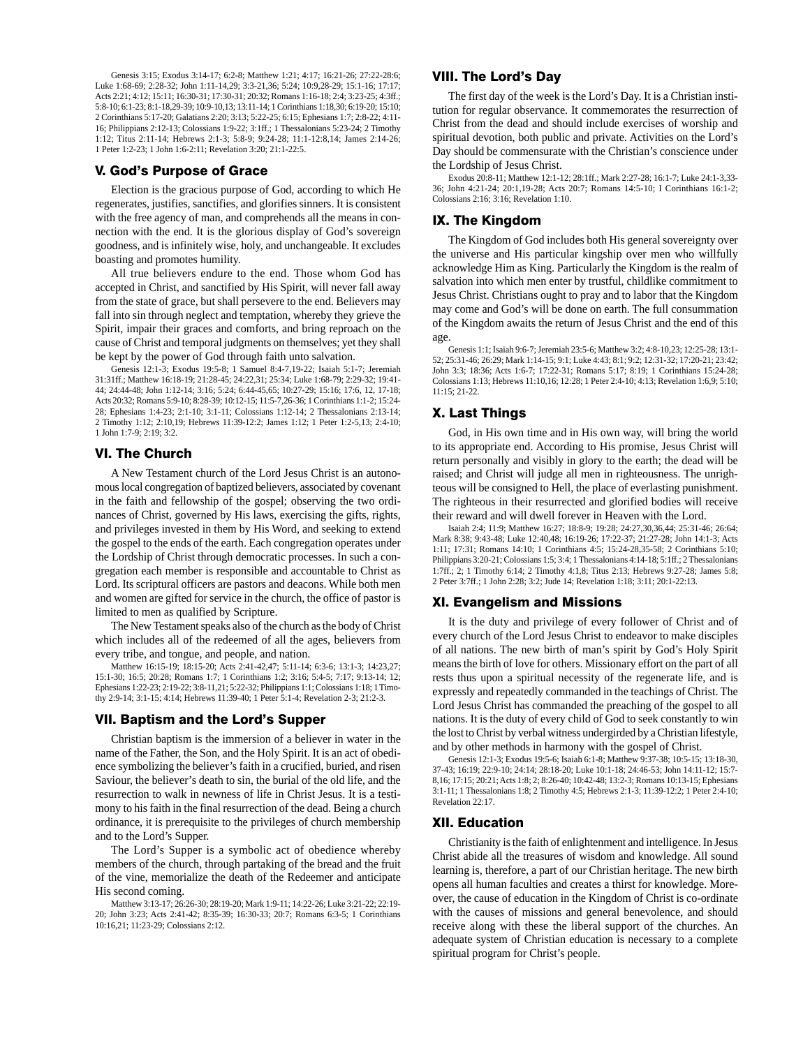Genesis 3:15; Exodus 3:14-17; 6:2-8; Matthew 1:21; 4:17; 16:21-26; 27:22-28:6; Luke 1:68-69; 2:28-32; John 1:11-14,29; 3:3-21,36; 5:24; 10:9,28-29; 15:1-16; 17:17; Acts 2:21; 4:12; 15:11; 16:30-31; 17:30-31; 20:32; Romans 1:16-18; 2:4; 3:23-25; 4:3ff.; 5:8-10; 6:1-23; 8:1-18,29-39; 10:9-10,13; 13:11-14; 1 Corinthians 1:18,30; 6:19-20; 15:10; 2 Corinthians 5:17-20; Galatians 2:20; 3:13; 5:22-25; 6:15; Ephesians 1:7; 2:8-22; 4:11-16; Philippians 2:12-13; Colossians 1:9-22; 3:1ff.; 1 Thessalonians 5:23-24; 2 Timothy 1:12; Titus 2:11-14; Hebrews 2:1-3; 5:8-9; 9:24-28; 11:1-12:8,14; James 2:14-26; 1 Peter 1:2-23; 1 John 1:6-2:11; Revelation 3:20; 21:1-22:5.

## V. God's Purpose of Grace

Election is the gracious purpose of God, according to which He regenerates, justifies, sanctifies, and glorifies sinners. It is consistent with the free agency of man, and comprehends all the means in connection with the end. It is the glorious display of God's sovereign goodness, and is infinitely wise, holy, and unchangeable. It excludes boasting and promotes humility.

All true believers endure to the end. Those whom God has accepted in Christ, and sanctified by His Spirit, will never fall away from the state of grace, but shall persevere to the end. Believers may fall into sin through neglect and temptation, whereby they grieve the Spirit, impair their graces and comforts, and bring reproach on the cause of Christ and temporal judgments on themselves; yet they shall be kept by the power of God through faith unto salvation.

Genesis 12:1-3; Exodus 19:5-8; 1 Samuel 8:4-7,19-22; Isaiah 5:1-7; Jeremiah 31:31ff.; Matthew 16:18-19; 21:28-45; 24:22,31; 25:34; Luke 1:68-79; 2:29-32; 19:41-44; 24:44-48; John 1:12-14; 3:16; 5:24; 6:44-45,65; 10:27-29; 15:16; 17:6, 12, 17-18; Acts 20:32; Romans 5:9-10; 8:28-39; 10:12-15; 11:5-7,26-36; 1 Corinthians 1:1-2; 15:24-28; Ephesians 1:4-23; 2:1-10; 3:1-11; Colossians 1:12-14; 2 Thessalonians 2:13-14; 2 Timothy 1:12; 2:10,19; Hebrews 11:39-12:2; James 1:12; 1 Peter 1:2-5,13; 2:4-10; 1 John 1:7-9; 2:19; 3:2.

## VI. The Church

A New Testament church of the Lord Jesus Christ is an autonomous local congregation of baptized believers, associated by covenant in the faith and fellowship of the gospel; observing the two ordinances of Christ, governed by His laws, exercising the gifts, rights, and privileges invested in them by His Word, and seeking to extend the gospel to the ends of the earth. Each congregation operates under the Lordship of Christ through democratic processes. In such a congregation each member is responsible and accountable to Christ as Lord. Its scriptural officers are pastors and deacons. While both men and women are gifted for service in the church, the office of pastor is limited to men as qualified by Scripture.

The New Testament speaks also of the church as the body of Christ which includes all of the redeemed of all the ages, believers from every tribe, and tongue, and people, and nation.

Matthew 16:15-19; 18:15-20; Acts 2:41-42,47; 5:11-14; 6:3-6; 13:1-3; 14:23,27; 15:1-30; 16:5; 20:28; Romans 1:7; 1 Corinthians 1:2; 3:16; 5:4-5; 7:17; 9:13-14; 12; Ephesians 1:22-23; 2:19-22; 3:8-11,21; 5:22-32; Philippians 1:1; Colossians 1:18; 1 Timothy 2:9-14; 3:1-15; 4:14; Hebrews 11:39-40; 1 Peter 5:1-4; Revelation 2-3; 21:2-3.

## VII. Baptism and the Lord's Supper

Christian baptism is the immersion of a believer in water in the name of the Father, the Son, and the Holy Spirit. It is an act of obedience symbolizing the believer's faith in a crucified, buried, and risen Saviour, the believer's death to sin, the burial of the old life, and the resurrection to walk in newness of life in Christ Jesus. It is a testimony to his faith in the final resurrection of the dead. Being a church ordinance, it is prerequisite to the privileges of church membership and to the Lord's Supper.

The Lord's Supper is a symbolic act of obedience whereby members of the church, through partaking of the bread and the fruit of the vine, memorialize the death of the Redeemer and anticipate His second coming.

Matthew 3:13-17; 26:26-30; 28:19-20; Mark 1:9-11; 14:22-26; Luke 3:21-22; 22:19-20; John 3:23; Acts 2:41-42; 8:35-39; 16:30-33; 20:7; Romans 6:3-5; 1 Corinthians 10:16,21; 11:23-29; Colossians 2:12.

## VIII. The Lord's Day

The first day of the week is the Lord's Day. It is a Christian institution for regular observance. It commemorates the resurrection of Christ from the dead and should include exercises of worship and spiritual devotion, both public and private. Activities on the Lord's Day should be commensurate with the Christian's conscience under the Lordship of Jesus Christ.

Exodus 20:8-11; Matthew 12:1-12; 28:1ff.; Mark 2:27-28; 16:1-7; Luke 24:1-3,33-36; John 4:21-24; 20:1,19-28; Acts 20:7; Romans 14:5-10; I Corinthians 16:1-2; Colossians 2:16; 3:16; Revelation 1:10.

## IX. The Kingdom

The Kingdom of God includes both His general sovereignty over the universe and His particular kingship over men who willfully acknowledge Him as King. Particularly the Kingdom is the realm of salvation into which men enter by trustful, childlike commitment to Jesus Christ. Christians ought to pray and to labor that the Kingdom may come and God's will be done on earth. The full consummation of the Kingdom awaits the return of Jesus Christ and the end of this age.

Genesis 1:1; Isaiah 9:6-7; Jeremiah 23:5-6; Matthew 3:2; 4:8-10,23; 12:25-28; 13:1-52; 25:31-46; 26:29; Mark 1:14-15; 9:1; Luke 4:43; 8:1; 9:2; 12:31-32; 17:20-21; 23:42; John 3:3; 18:36; Acts 1:6-7; 17:22-31; Romans 5:17; 8:19; 1 Corinthians 15:24-28; Colossians 1:13; Hebrews 11:10,16; 12:28; 1 Peter 2:4-10; 4:13; Revelation 1:6,9; 5:10; 11:15; 21-22.

## X. Last Things

God, in His own time and in His own way, will bring the world to its appropriate end. According to His promise, Jesus Christ will return personally and visibly in glory to the earth; the dead will be raised; and Christ will judge all men in righteousness. The unrighteous will be consigned to Hell, the place of everlasting punishment. The righteous in their resurrected and glorified bodies will receive their reward and will dwell forever in Heaven with the Lord.

Isaiah 2:4; 11:9; Matthew 16:27; 18:8-9; 19:28; 24:27,30,36,44; 25:31-46; 26:64; Mark 8:38; 9:43-48; Luke 12:40,48; 16:19-26; 17:22-37; 21:27-28; John 14:1-3; Acts 1:11; 17:31; Romans 14:10; 1 Corinthians 4:5; 15:24-28,35-58; 2 Corinthians 5:10; Philippians 3:20-21; Colossians 1:5; 3:4; 1 Thessalonians 4:14-18; 5:1ff.; 2 Thessalonians 1:7ff.; 2; 1 Timothy 6:14; 2 Timothy 4:1,8; Titus 2:13; Hebrews 9:27-28; James 5:8; 2 Peter 3:7ff.; 1 John 2:28; 3:2; Jude 14; Revelation 1:18; 3:11; 20:1-22:13.

## XI. Evangelism and Missions

It is the duty and privilege of every follower of Christ and of every church of the Lord Jesus Christ to endeavor to make disciples of all nations. The new birth of man's spirit by God's Holy Spirit means the birth of love for others. Missionary effort on the part of all rests thus upon a spiritual necessity of the regenerate life, and is expressly and repeatedly commanded in the teachings of Christ. The Lord Jesus Christ has commanded the preaching of the gospel to all nations. It is the duty of every child of God to seek constantly to win the lost to Christ by verbal witness undergirded by a Christian lifestyle, and by other methods in harmony with the gospel of Christ.

Genesis 12:1-3; Exodus 19:5-6; Isaiah 6:1-8; Matthew 9:37-38; 10:5-15; 13:18-30, 37-43; 16:19; 22:9-10; 24:14; 28:18-20; Luke 10:1-18; 24:46-53; John 14:11-12; 15:7-8,16; 17:15; 20:21; Acts 1:8; 2; 8:26-40; 10:42-48; 13:2-3; Romans 10:13-15; Ephesians 3:1-11; 1 Thessalonians 1:8; 2 Timothy 4:5; Hebrews 2:1-3; 11:39-12:2; 1 Peter 2:4-10; Revelation 22:17.

## XII. Education

Christianity is the faith of enlightenment and intelligence. In Jesus Christ abide all the treasures of wisdom and knowledge. All sound learning is, therefore, a part of our Christian heritage. The new birth opens all human faculties and creates a thirst for knowledge. Moreover, the cause of education in the Kingdom of Christ is co-ordinate with the causes of missions and general benevolence, and should receive along with these the liberal support of the churches. An adequate system of Christian education is necessary to a complete spiritual program for Christ's people.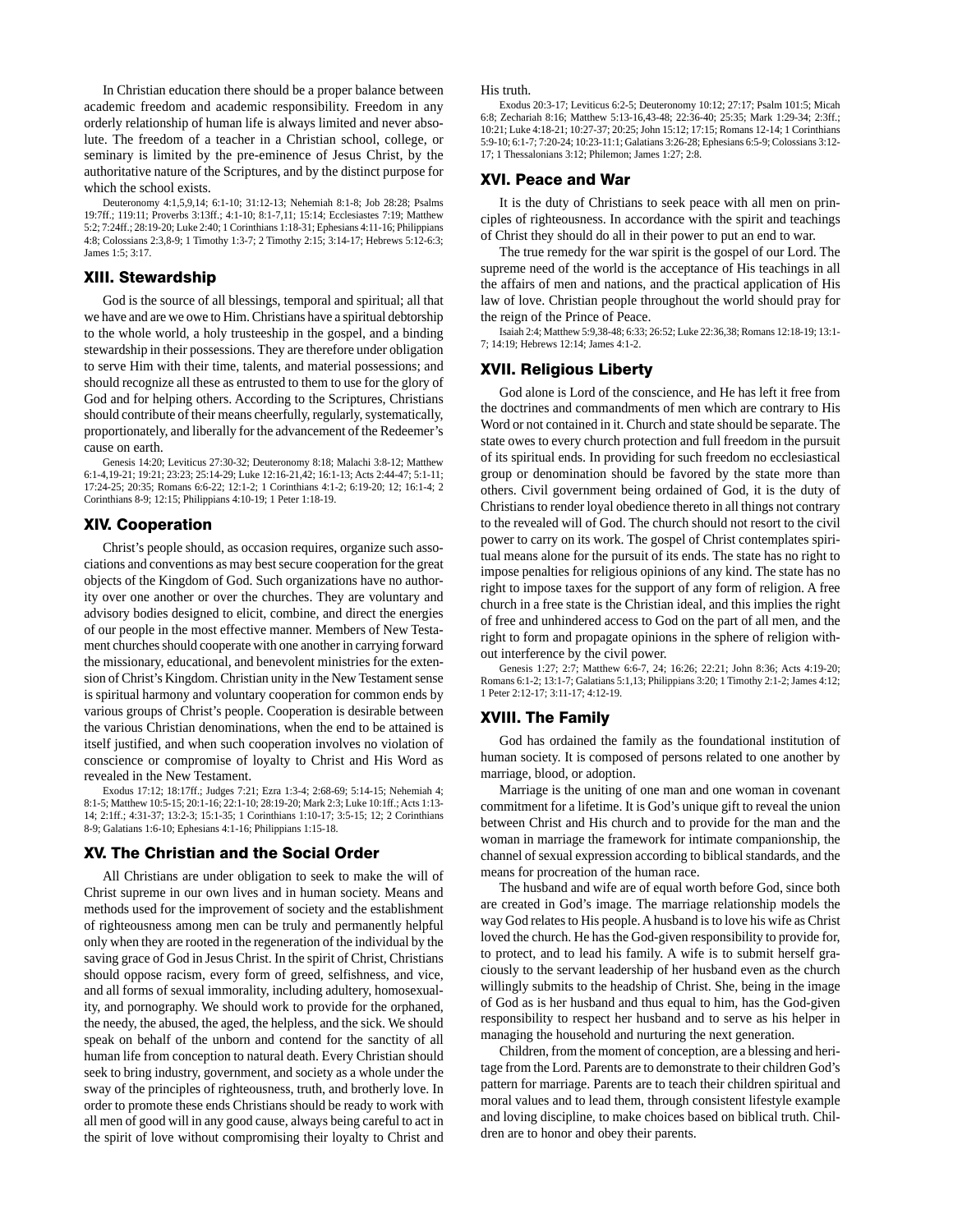In Christian education there should be a proper balance between academic freedom and academic responsibility. Freedom in any orderly relationship of human life is always limited and never absolute. The freedom of a teacher in a Christian school, college, or seminary is limited by the pre-eminence of Jesus Christ, by the authoritative nature of the Scriptures, and by the distinct purpose for which the school exists.

Deuteronomy 4:1,5,9,14; 6:1-10; 31:12-13; Nehemiah 8:1-8; Job 28:28; Psalms 19:7ff.; 119:11; Proverbs 3:13ff.; 4:1-10; 8:1-7,11; 15:14; Ecclesiastes 7:19; Matthew 5:2; 7:24ff.; 28:19-20; Luke 2:40; 1 Corinthians 1:18-31; Ephesians 4:11-16; Philippians 4:8; Colossians 2:3,8-9; 1 Timothy 1:3-7; 2 Timothy 2:15; 3:14-17; Hebrews 5:12-6:3; James 1:5; 3:17.

## XIII. Stewardship

God is the source of all blessings, temporal and spiritual; all that we have and are we owe to Him. Christians have a spiritual debtorship to the whole world, a holy trusteeship in the gospel, and a binding stewardship in their possessions. They are therefore under obligation to serve Him with their time, talents, and material possessions; and should recognize all these as entrusted to them to use for the glory of God and for helping others. According to the Scriptures, Christians should contribute of their means cheerfully, regularly, systematically, proportionately, and liberally for the advancement of the Redeemer's cause on earth.

Genesis 14:20; Leviticus 27:30-32; Deuteronomy 8:18; Malachi 3:8-12; Matthew 6:1-4,19-21; 19:21; 23:23; 25:14-29; Luke 12:16-21,42; 16:1-13; Acts 2:44-47; 5:1-11; 17:24-25; 20:35; Romans 6:6-22; 12:1-2; 1 Corinthians 4:1-2; 6:19-20; 12; 16:1-4; 2 Corinthians 8-9; 12:15; Philippians 4:10-19; 1 Peter 1:18-19.

## XIV. Cooperation

Christ's people should, as occasion requires, organize such associations and conventions as may best secure cooperation for the great objects of the Kingdom of God. Such organizations have no authority over one another or over the churches. They are voluntary and advisory bodies designed to elicit, combine, and direct the energies of our people in the most effective manner. Members of New Testament churches should cooperate with one another in carrying forward the missionary, educational, and benevolent ministries for the extension of Christ's Kingdom. Christian unity in the New Testament sense is spiritual harmony and voluntary cooperation for common ends by various groups of Christ's people. Cooperation is desirable between the various Christian denominations, when the end to be attained is itself justified, and when such cooperation involves no violation of conscience or compromise of loyalty to Christ and His Word as revealed in the New Testament.

Exodus 17:12; 18:17ff.; Judges 7:21; Ezra 1:3-4; 2:68-69; 5:14-15; Nehemiah 4; 8:1-5; Matthew 10:5-15; 20:1-16; 22:1-10; 28:19-20; Mark 2:3; Luke 10:1ff.; Acts 1:13-14; 2:1ff.; 4:31-37; 13:2-3; 15:1-35; 1 Corinthians 1:10-17; 3:5-15; 12; 2 Corinthians 8-9; Galatians 1:6-10; Ephesians 4:1-16; Philippians 1:15-18.

## XV. The Christian and the Social Order

All Christians are under obligation to seek to make the will of Christ supreme in our own lives and in human society. Means and methods used for the improvement of society and the establishment of righteousness among men can be truly and permanently helpful only when they are rooted in the regeneration of the individual by the saving grace of God in Jesus Christ. In the spirit of Christ, Christians should oppose racism, every form of greed, selfishness, and vice, and all forms of sexual immorality, including adultery, homosexuality, and pornography. We should work to provide for the orphaned, the needy, the abused, the aged, the helpless, and the sick. We should speak on behalf of the unborn and contend for the sanctity of all human life from conception to natural death. Every Christian should seek to bring industry, government, and society as a whole under the sway of the principles of righteousness, truth, and brotherly love. In order to promote these ends Christians should be ready to work with all men of good will in any good cause, always being careful to act in the spirit of love without compromising their loyalty to Christ and His truth.

Exodus 20:3-17; Leviticus 6:2-5; Deuteronomy 10:12; 27:17; Psalm 101:5; Micah 6:8; Zechariah 8:16; Matthew 5:13-16,43-48; 22:36-40; 25:35; Mark 1:29-34; 2:3ff.; 10:21; Luke 4:18-21; 10:27-37; 20:25; John 15:12; 17:15; Romans 12-14; 1 Corinthians 5:9-10; 6:1-7; 7:20-24; 10:23-11:1; Galatians 3:26-28; Ephesians 6:5-9; Colossians 3:12-17; 1 Thessalonians 3:12; Philemon; James 1:27; 2:8.

## XVI. Peace and War

It is the duty of Christians to seek peace with all men on principles of righteousness. In accordance with the spirit and teachings of Christ they should do all in their power to put an end to war.

The true remedy for the war spirit is the gospel of our Lord. The supreme need of the world is the acceptance of His teachings in all the affairs of men and nations, and the practical application of His law of love. Christian people throughout the world should pray for the reign of the Prince of Peace.

Isaiah 2:4; Matthew 5:9,38-48; 6:33; 26:52; Luke 22:36,38; Romans 12:18-19; 13:1-7; 14:19; Hebrews 12:14; James 4:1-2.

## XVII. Religious Liberty

God alone is Lord of the conscience, and He has left it free from the doctrines and commandments of men which are contrary to His Word or not contained in it. Church and state should be separate. The state owes to every church protection and full freedom in the pursuit of its spiritual ends. In providing for such freedom no ecclesiastical group or denomination should be favored by the state more than others. Civil government being ordained of God, it is the duty of Christians to render loyal obedience thereto in all things not contrary to the revealed will of God. The church should not resort to the civil power to carry on its work. The gospel of Christ contemplates spiritual means alone for the pursuit of its ends. The state has no right to impose penalties for religious opinions of any kind. The state has no right to impose taxes for the support of any form of religion. A free church in a free state is the Christian ideal, and this implies the right of free and unhindered access to God on the part of all men, and the right to form and propagate opinions in the sphere of religion without interference by the civil power.

Genesis 1:27; 2:7; Matthew 6:6-7, 24; 16:26; 22:21; John 8:36; Acts 4:19-20; Romans 6:1-2; 13:1-7; Galatians 5:1,13; Philippians 3:20; 1 Timothy 2:1-2; James 4:12; 1 Peter 2:12-17; 3:11-17; 4:12-19.

## XVIII. The Family

God has ordained the family as the foundational institution of human society. It is composed of persons related to one another by marriage, blood, or adoption.

Marriage is the uniting of one man and one woman in covenant commitment for a lifetime. It is God's unique gift to reveal the union between Christ and His church and to provide for the man and the woman in marriage the framework for intimate companionship, the channel of sexual expression according to biblical standards, and the means for procreation of the human race.

The husband and wife are of equal worth before God, since both are created in God's image. The marriage relationship models the way God relates to His people. A husband is to love his wife as Christ loved the church. He has the God-given responsibility to provide for, to protect, and to lead his family. A wife is to submit herself graciously to the servant leadership of her husband even as the church willingly submits to the headship of Christ. She, being in the image of God as is her husband and thus equal to him, has the God-given responsibility to respect her husband and to serve as his helper in managing the household and nurturing the next generation.

Children, from the moment of conception, are a blessing and heritage from the Lord. Parents are to demonstrate to their children God's pattern for marriage. Parents are to teach their children spiritual and moral values and to lead them, through consistent lifestyle example and loving discipline, to make choices based on biblical truth. Children are to honor and obey their parents.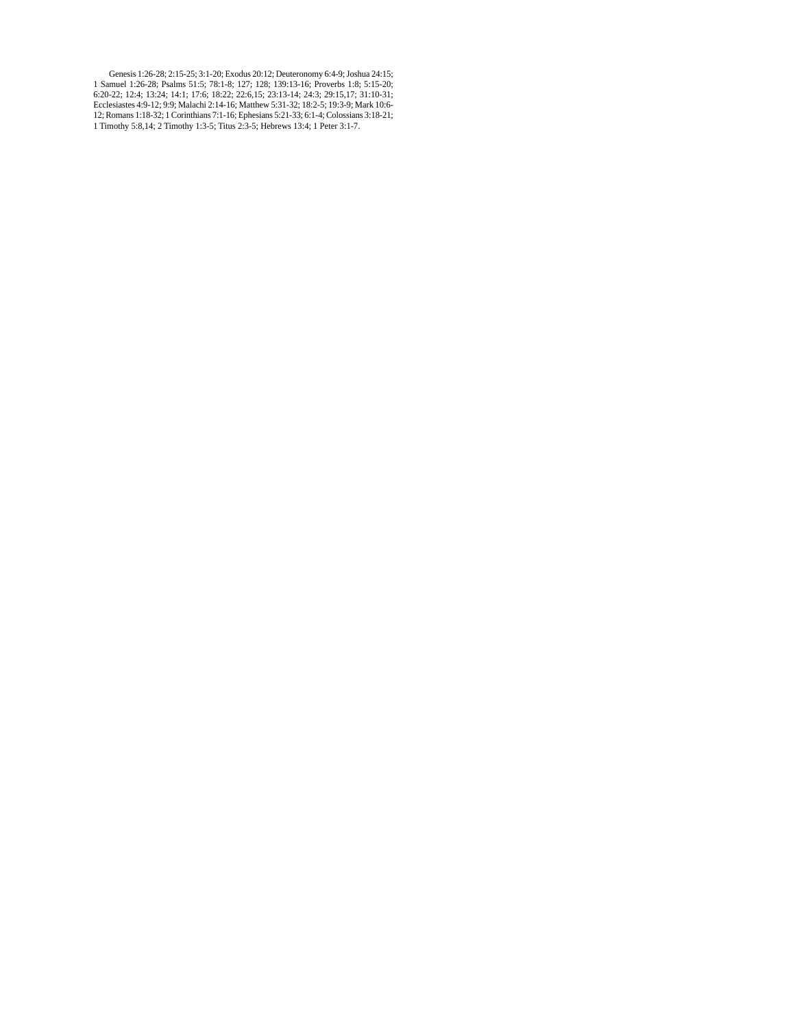Genesis 1:26-28; 2:15-25; 3:1-20; Exodus 20:12; Deuteronomy 6:4-9; Joshua 24:15; 1 Samuel 1:26-28; Psalms 51:5; 78:1-8; 127; 128; 139:13-16; Proverbs 1:8; 5:15-20; 6:20-22; 12:4; 13:24; 14:1; 17:6; 18:22; 22:6,15; 23:13-14; 24:3; 29:15,17; 31:10-31; Ecclesiastes 4:9-12; 9:9; Malachi 2:14-16; Matthew 5:31-32; 18:2-5; 19:3-9; Mark 10:6-12; Romans 1:18-32; 1 Corinthians 7:1-16; Ephesians 5:21-33; 6:1-4; Colossians 3:18-21; 1 Timothy 5:8,14; 2 Timothy 1:3-5; Titus 2:3-5; Hebrews 13:4; 1 Peter 3:1-7.